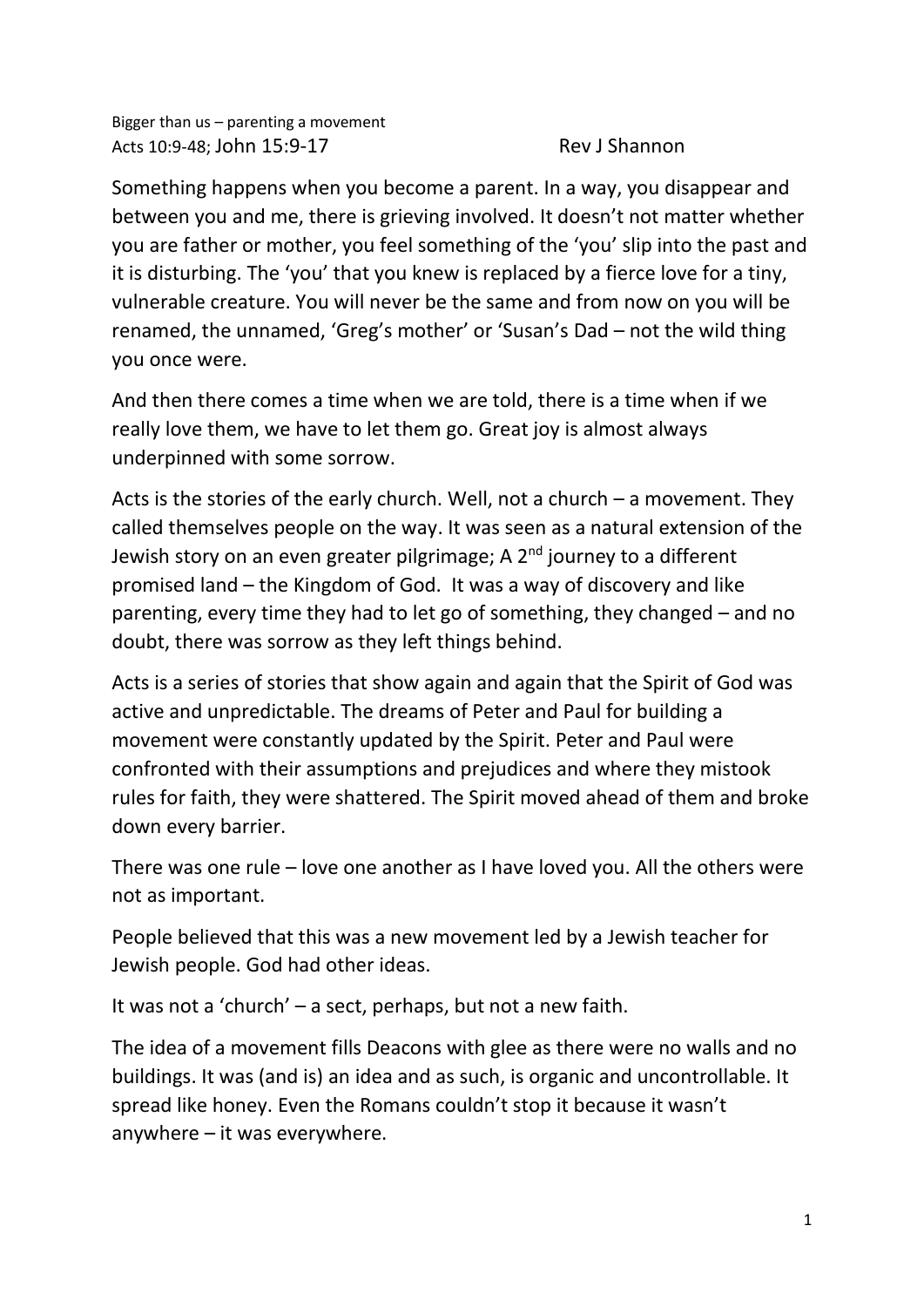Bigger than us – parenting a movement

Acts 10:9-48; John 15:9-17 Rev J Shannon

Something happens when you become a parent. In a way, you disappear and between you and me, there is grieving involved. It doesn't not matter whether you are father or mother, you feel something of the 'you' slip into the past and it is disturbing. The 'you' that you knew is replaced by a fierce love for a tiny, vulnerable creature. You will never be the same and from now on you will be renamed, the unnamed, 'Greg's mother' or 'Susan's Dad – not the wild thing you once were.

And then there comes a time when we are told, there is a time when if we really love them, we have to let them go. Great joy is almost always underpinned with some sorrow.

Acts is the stories of the early church. Well, not a church – a movement. They called themselves people on the way. It was seen as a natural extension of the Jewish story on an even greater pilgrimage; A 2nd journey to a different promised land – the Kingdom of God. It was a way of discovery and like parenting, every time they had to let go of something, they changed – and no doubt, there was sorrow as they left things behind.

Acts is a series of stories that show again and again that the Spirit of God was active and unpredictable. The dreams of Peter and Paul for building a movement were constantly updated by the Spirit. Peter and Paul were confronted with their assumptions and prejudices and where they mistook rules for faith, they were shattered. The Spirit moved ahead of them and broke down every barrier.

There was one rule – love one another as I have loved you. All the others were not as important.

People believed that this was a new movement led by a Jewish teacher for Jewish people. God had other ideas.

It was not a 'church' – a sect, perhaps, but not a new faith.

The idea of a movement fills Deacons with glee as there were no walls and no buildings. It was (and is) an idea and as such, is organic and uncontrollable. It spread like honey. Even the Romans couldn't stop it because it wasn't anywhere – it was everywhere.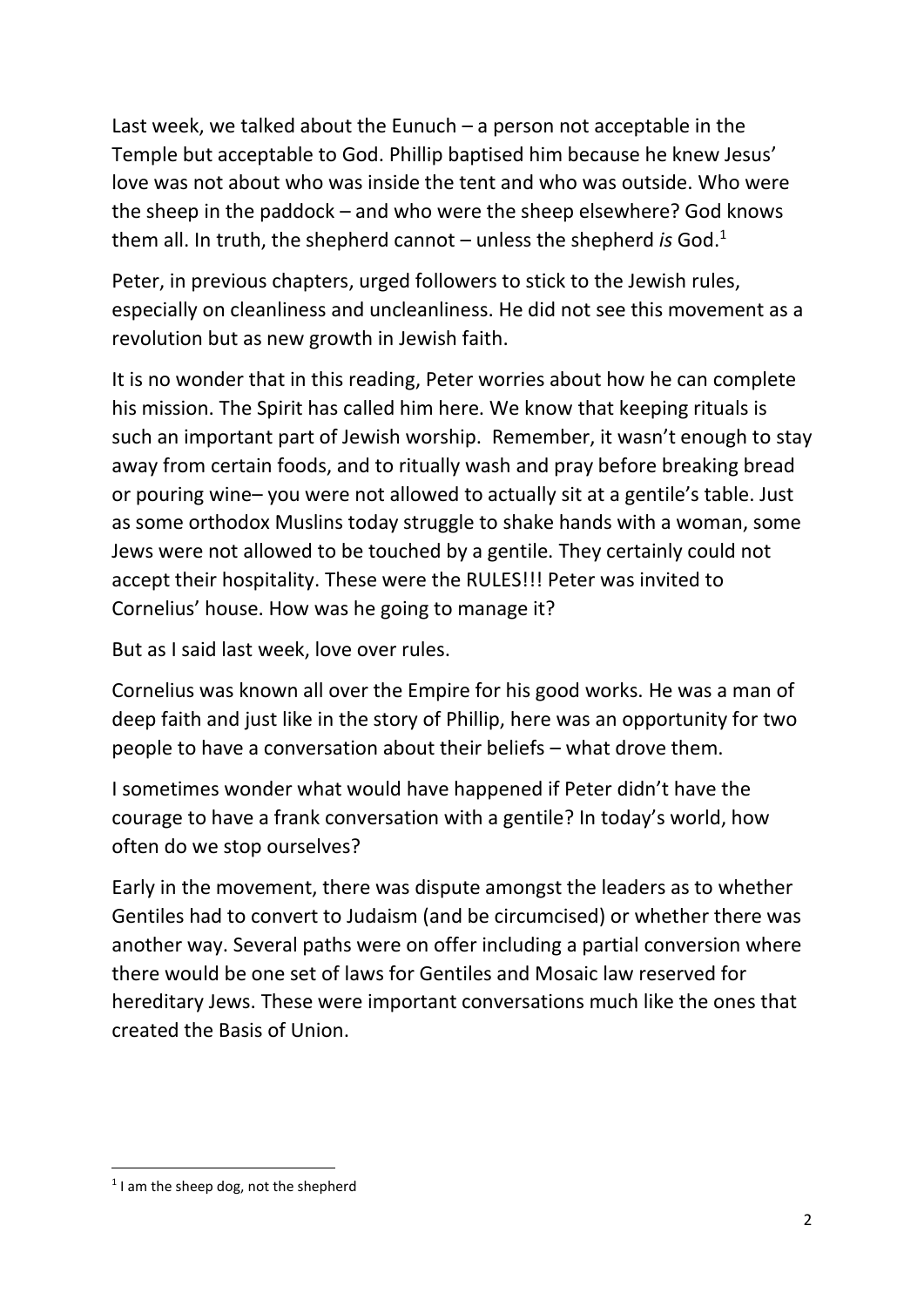Last week, we talked about the Eunuch – a person not acceptable in the Temple but acceptable to God. Phillip baptised him because he knew Jesus' love was not about who was inside the tent and who was outside. Who were the sheep in the paddock – and who were the sheep elsewhere? God knows them all. In truth, the shepherd cannot – unless the shepherd *is* God.[1]

Peter, in previous chapters, urged followers to stick to the Jewish rules, especially on cleanliness and uncleanliness. He did not see this movement as a revolution but as new growth in Jewish faith.

It is no wonder that in this reading, Peter worries about how he can complete his mission. The Spirit has called him here. We know that keeping rituals is such an important part of Jewish worship. Remember, it wasn't enough to stay away from certain foods, and to ritually wash and pray before breaking bread or pouring wine– you were not allowed to actually sit at a gentile's table. Just as some orthodox Muslins today struggle to shake hands with a woman, some Jews were not allowed to be touched by a gentile. They certainly could not accept their hospitality. These were the RULES!!! Peter was invited to Cornelius' house. How was he going to manage it?

But as I said last week, love over rules.

Cornelius was known all over the Empire for his good works. He was a man of deep faith and just like in the story of Phillip, here was an opportunity for two people to have a conversation about their beliefs – what drove them.

I sometimes wonder what would have happened if Peter didn't have the courage to have a frank conversation with a gentile? In today's world, how often do we stop ourselves?

Early in the movement, there was dispute amongst the leaders as to whether Gentiles had to convert to Judaism (and be circumcised) or whether there was another way. Several paths were on offer including a partial conversion where there would be one set of laws for Gentiles and Mosaic law reserved for hereditary Jews. These were important conversations much like the ones that created the Basis of Union.

---

[1] I am the sheep dog, not the shepherd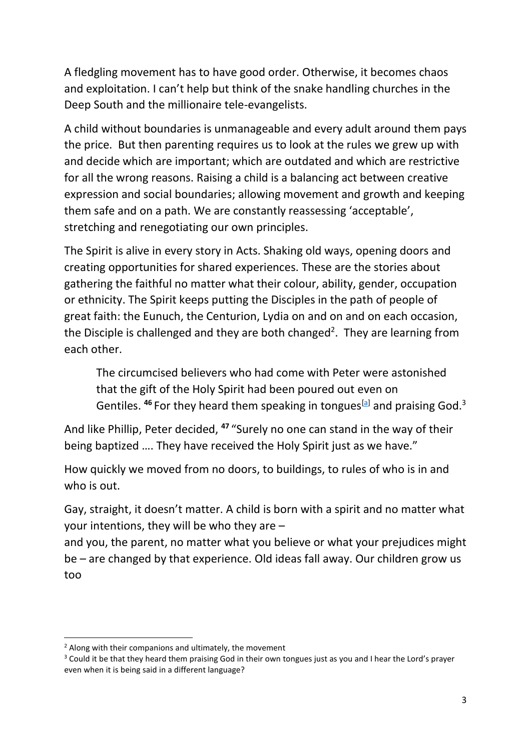A fledgling movement has to have good order. Otherwise, it becomes chaos and exploitation. I can't help but think of the snake handling churches in the Deep South and the millionaire tele-evangelists.

A child without boundaries is unmanageable and every adult around them pays the price. But then parenting requires us to look at the rules we grew up with and decide which are important; which are outdated and which are restrictive for all the wrong reasons. Raising a child is a balancing act between creative expression and social boundaries; allowing movement and growth and keeping them safe and on a path. We are constantly reassessing 'acceptable', stretching and renegotiating our own principles.

The Spirit is alive in every story in Acts. Shaking old ways, opening doors and creating opportunities for shared experiences. These are the stories about gathering the faithful no matter what their colour, ability, gender, occupation or ethnicity. The Spirit keeps putting the Disciples in the path of people of great faith: the Eunuch, the Centurion, Lydia on and on and on each occasion, the Disciple is challenged and they are both changed[2]. They are learning from each other.

> The circumcised believers who had come with Peter were astonished that the gift of the Holy Spirit had been poured out even on Gentiles. **46** For they heard them speaking in tongues[a] and praising God.[3]

And like Phillip, Peter decided, **47** "Surely no one can stand in the way of their being baptized …. They have received the Holy Spirit just as we have."

How quickly we moved from no doors, to buildings, to rules of who is in and who is out.

Gay, straight, it doesn't matter. A child is born with a spirit and no matter what your intentions, they will be who they are –
and you, the parent, no matter what you believe or what your prejudices might be – are changed by that experience. Old ideas fall away. Our children grow us too

---

[2] Along with their companions and ultimately, the movement

[3] Could it be that they heard them praising God in their own tongues just as you and I hear the Lord's prayer even when it is being said in a different language?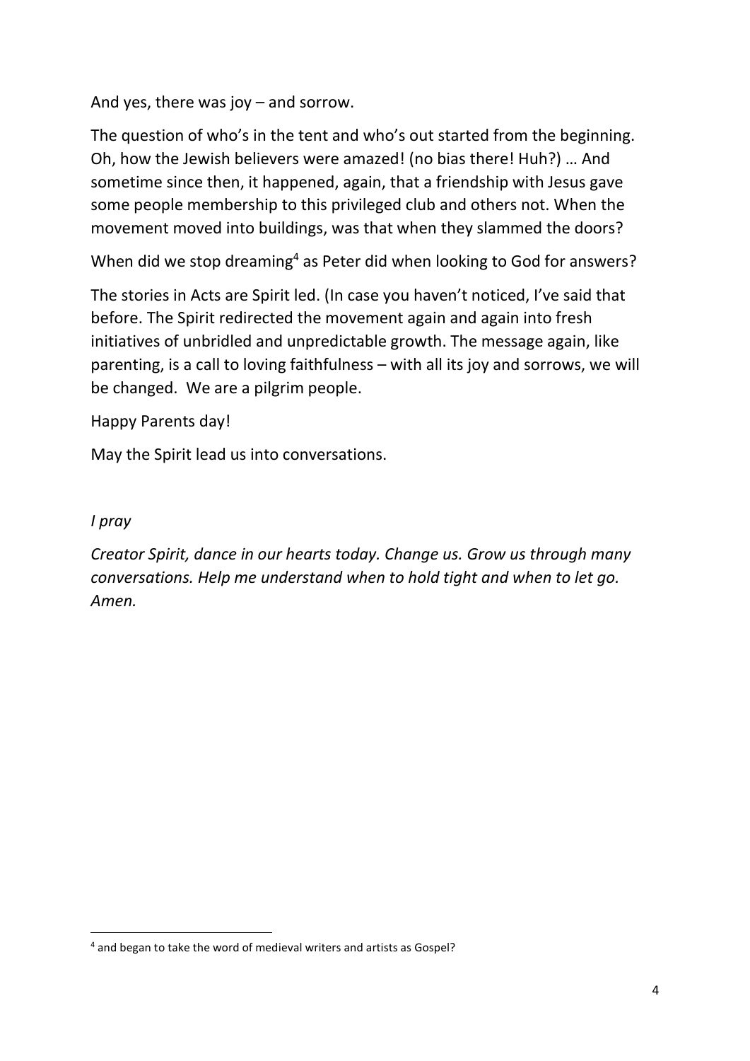And yes, there was joy – and sorrow.

The question of who's in the tent and who's out started from the beginning. Oh, how the Jewish believers were amazed! (no bias there! Huh?) … And sometime since then, it happened, again, that a friendship with Jesus gave some people membership to this privileged club and others not. When the movement moved into buildings, was that when they slammed the doors?

When did we stop dreaming[4] as Peter did when looking to God for answers?

The stories in Acts are Spirit led. (In case you haven't noticed, I've said that before. The Spirit redirected the movement again and again into fresh initiatives of unbridled and unpredictable growth. The message again, like parenting, is a call to loving faithfulness – with all its joy and sorrows, we will be changed.  We are a pilgrim people.

Happy Parents day!

May the Spirit lead us into conversations.

*I pray*

*Creator Spirit, dance in our hearts today. Change us. Grow us through many conversations. Help me understand when to hold tight and when to let go. Amen.*

---

[4] and began to take the word of medieval writers and artists as Gospel?